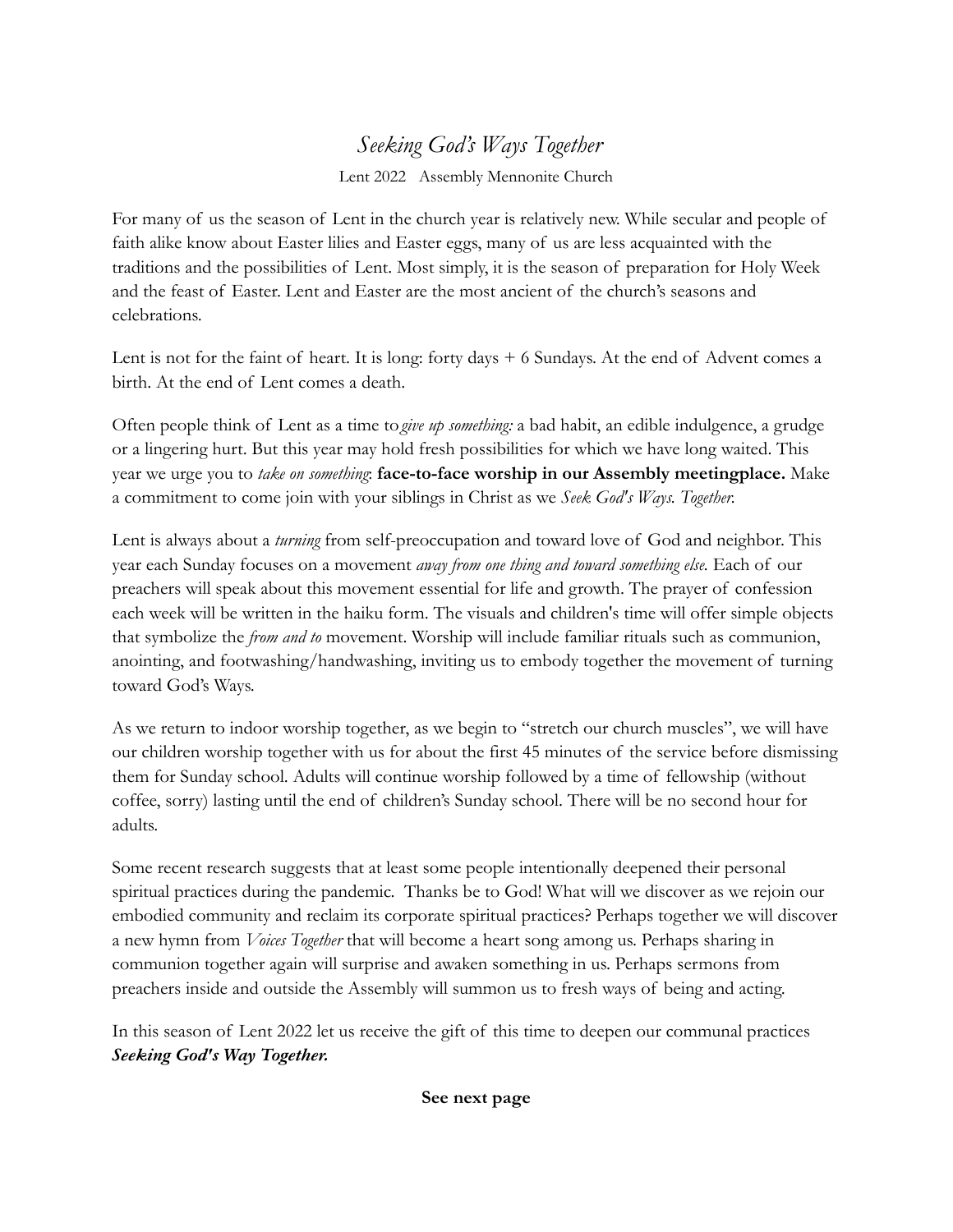# *Seeking God's Ways Together*

Lent 2022 Assembly Mennonite Church

For many of us the season of Lent in the church year is relatively new. While secular and people of faith alike know about Easter lilies and Easter eggs, many of us are less acquainted with the traditions and the possibilities of Lent. Most simply, it is the season of preparation for Holy Week and the feast of Easter. Lent and Easter are the most ancient of the church's seasons and celebrations.

Lent is not for the faint of heart. It is long: forty days + 6 Sundays. At the end of Advent comes a birth. At the end of Lent comes a death.

Often people think of Lent as a time to *give up something:* a bad habit, an edible indulgence, a grudge or a lingering hurt. But this year may hold fresh possibilities for which we have long waited. This year we urge you to *take on something*: **face-to-face worship in our Assembly meetingplace.** Make a commitment to come join with your siblings in Christ as we *Seek God's Ways. Together.*

Lent is always about a *turning* from self-preoccupation and toward love of God and neighbor. This year each Sunday focuses on a movement *away from one thing and toward something else.* Each of our preachers will speak about this movement essential for life and growth. The prayer of confession each week will be written in the haiku form. The visuals and children's time will offer simple objects that symbolize the *from and to* movement. Worship will include familiar rituals such as communion, anointing, and footwashing/handwashing, inviting us to embody together the movement of turning toward God's Ways.

As we return to indoor worship together, as we begin to "stretch our church muscles", we will have our children worship together with us for about the first 45 minutes of the service before dismissing them for Sunday school. Adults will continue worship followed by a time of fellowship (without coffee, sorry) lasting until the end of children's Sunday school. There will be no second hour for adults.

Some recent research suggests that at least some people intentionally deepened their personal spiritual practices during the pandemic. Thanks be to God! What will we discover as we rejoin our embodied community and reclaim its corporate spiritual practices? Perhaps together we will discover a new hymn from *Voices Together* that will become a heart song among us. Perhaps sharing in communion together again will surprise and awaken something in us. Perhaps sermons from preachers inside and outside the Assembly will summon us to fresh ways of being and acting.

In this season of Lent 2022 let us receive the gift of this time to deepen our communal practices ***Seeking God's Way Together.***

**See next page**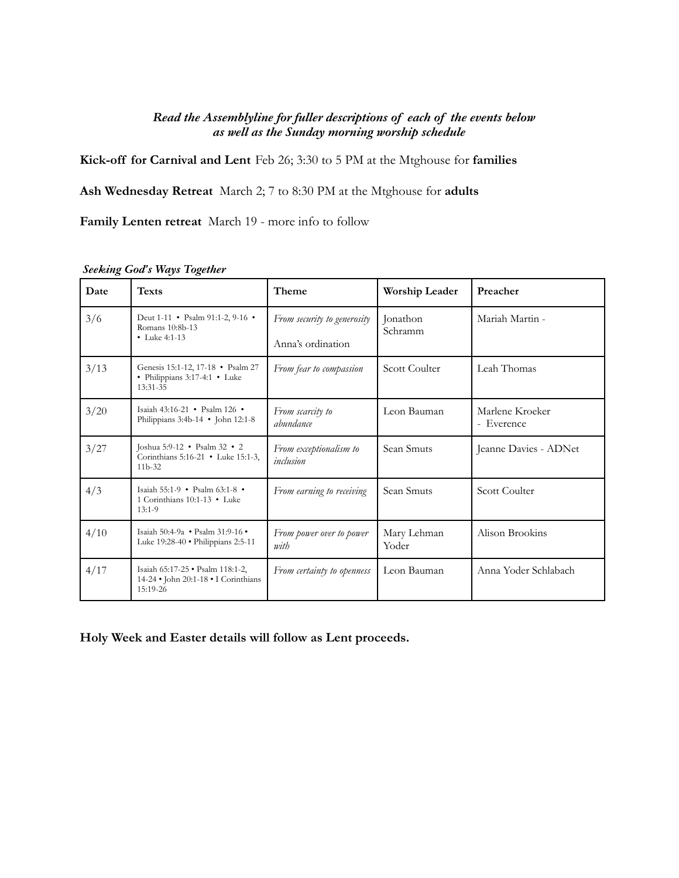***Read the Assemblyline for fuller descriptions of each of the events below as well as the Sunday morning worship schedule***

**Kick-off for Carnival and Lent** Feb 26; 3:30 to 5 PM at the Mtghouse for **families**

**Ash Wednesday Retreat** March 2; 7 to 8:30 PM at the Mtghouse for **adults**

**Family Lenten retreat** March 19 - more info to follow

***Seeking God's Ways Together***

| Date | Texts | Theme | Worship Leader | Preacher |
|---|---|---|---|---|
| 3/6 | Deut 1-11 • Psalm 91:1-2, 9-16 • Romans 10:8b-13 • Luke 4:1-13 | *From security to generosity* Anna's ordination | Jonathon Schramm | Mariah Martin - |
| 3/13 | Genesis 15:1-12, 17-18 • Psalm 27 • Philippians 3:17-4:1 • Luke 13:31-35 | *From fear to compassion* | Scott Coulter | Leah Thomas |
| 3/20 | Isaiah 43:16-21 • Psalm 126 • Philippians 3:4b-14 • John 12:1-8 | *From scarcity to abundance* | Leon Bauman | Marlene Kroeker - Everence |
| 3/27 | Joshua 5:9-12 • Psalm 32 • 2 Corinthians 5:16-21 • Luke 15:1-3, 11b-32 | *From exceptionalism to inclusion* | Sean Smuts | Jeanne Davies - ADNet |
| 4/3 | Isaiah 55:1-9 • Psalm 63:1-8 • 1 Corinthians 10:1-13 • Luke 13:1-9 | *From earning to receiving* | Sean Smuts | Scott Coulter |
| 4/10 | Isaiah 50:4-9a • Psalm 31:9-16 • Luke 19:28-40 • Philippians 2:5-11 | *From power over to power with* | Mary Lehman Yoder | Alison Brookins |
| 4/17 | Isaiah 65:17-25 • Psalm 118:1-2, 14-24 • John 20:1-18 • I Corinthians 15:19-26 | *From certainty to openness* | Leon Bauman | Anna Yoder Schlabach |

**Holy Week and Easter details will follow as Lent proceeds.**